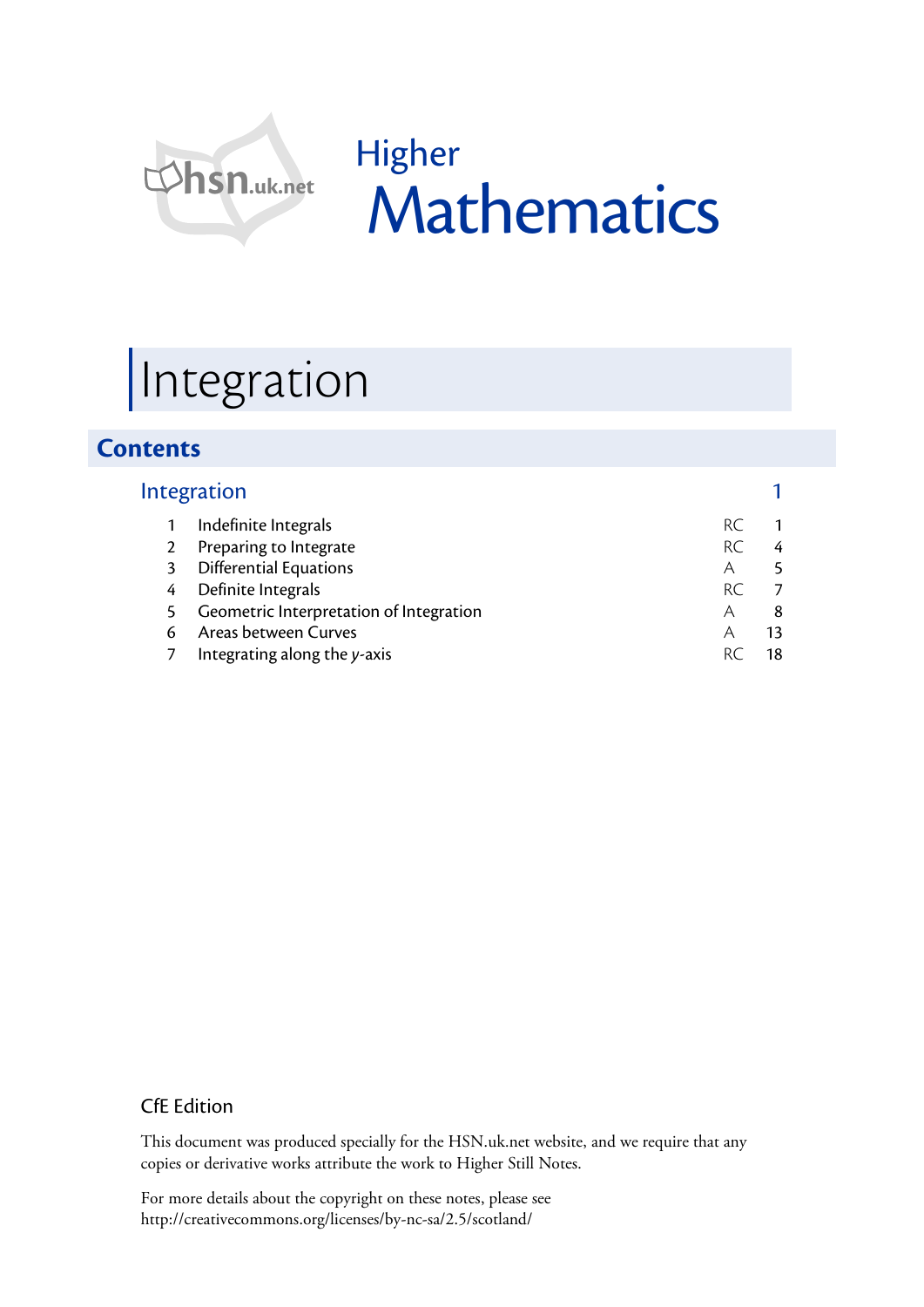hsn.uk.net

Higher

# Mathematics

# Integration

## Contents

| | Integration | | 1 |
|---|---|---|---|
| 1 | Indefinite Integrals | RC | 1 |
| 2 | Preparing to Integrate | RC | 4 |
| 3 | Differential Equations | A | 5 |
| 4 | Definite Integrals | RC | 7 |
| 5 | Geometric Interpretation of Integration | A | 8 |
| 6 | Areas between Curves | A | 13 |
| 7 | Integrating along the $y$-axis | RC | 18 |

CfE Edition

This document was produced specially for the HSN.uk.net website, and we require that any copies or derivative works attribute the work to Higher Still Notes.

For more details about the copyright on these notes, please see http://creativecommons.org/licenses/by-nc-sa/2.5/scotland/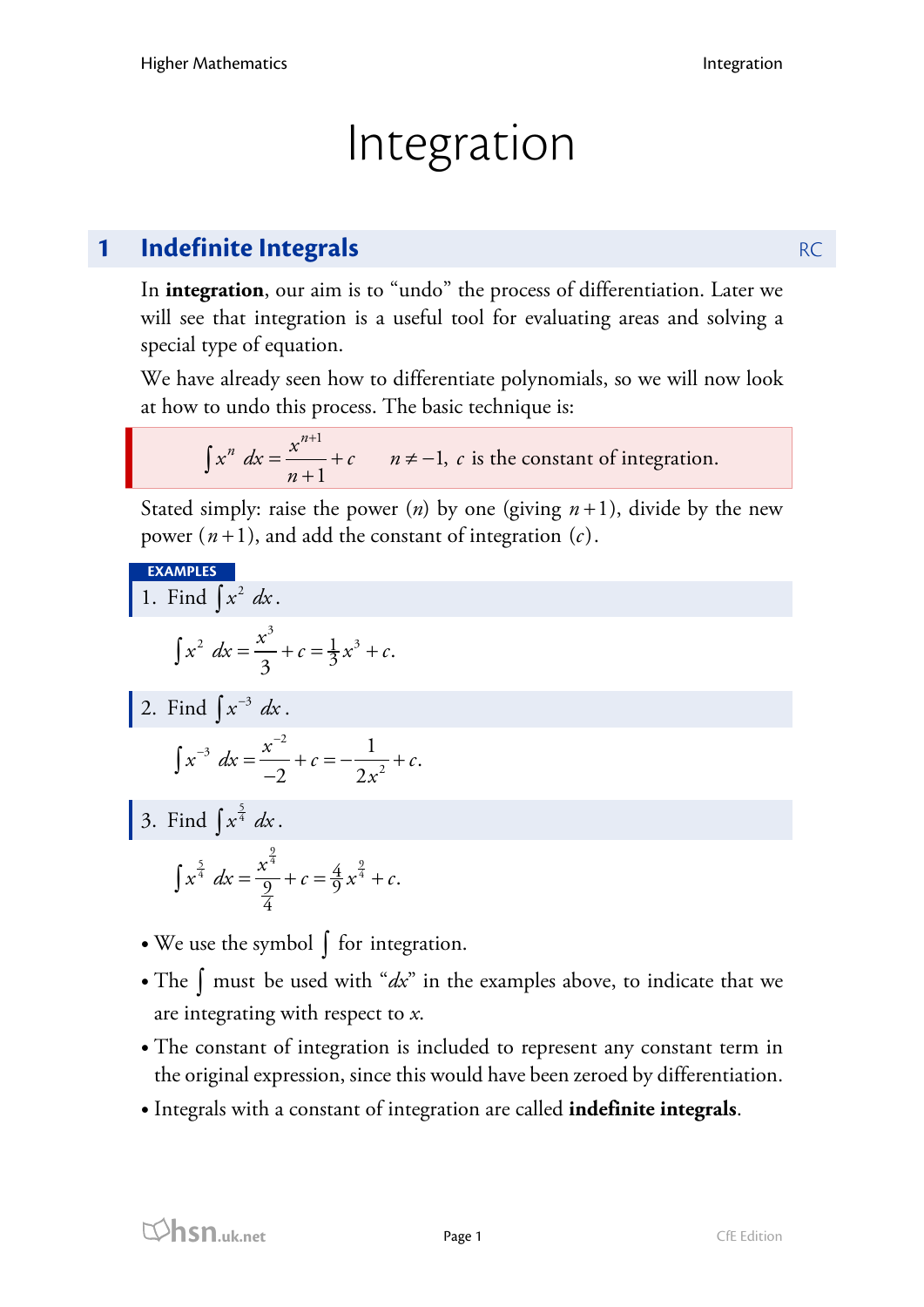# Integration

## 1 Indefinite Integrals

In **integration**, our aim is to "undo" the process of differentiation. Later we will see that integration is a useful tool for evaluating areas and solving a special type of equation.

We have already seen how to differentiate polynomials, so we will now look at how to undo this process. The basic technique is:

$$\int x^n \, dx = \frac{x^{n+1}}{n+1} + c \qquad n \neq -1, \ c \text{ is the constant of integration.}$$

Stated simply: raise the power ($n$) by one (giving $n+1$), divide by the new power ($n+1$), and add the constant of integration ($c$).

**EXAMPLES**

1. Find $\int x^2 \, dx$.

$$\int x^2 \, dx = \frac{x^3}{3} + c = \tfrac{1}{3}x^3 + c.$$

2. Find $\int x^{-3} \, dx$.

$$\int x^{-3} \, dx = \frac{x^{-2}}{-2} + c = -\frac{1}{2x^2} + c.$$

3. Find $\int x^{\frac{5}{4}} \, dx$.

$$\int x^{\frac{5}{4}} \, dx = \frac{x^{\frac{9}{4}}}{\frac{9}{4}} + c = \tfrac{4}{9}x^{\frac{9}{4}} + c.$$

- We use the symbol $\int$ for integration.
- The $\int$ must be used with "$dx$" in the examples above, to indicate that we are integrating with respect to $x$.
- The constant of integration is included to represent any constant term in the original expression, since this would have been zeroed by differentiation.
- Integrals with a constant of integration are called **indefinite integrals**.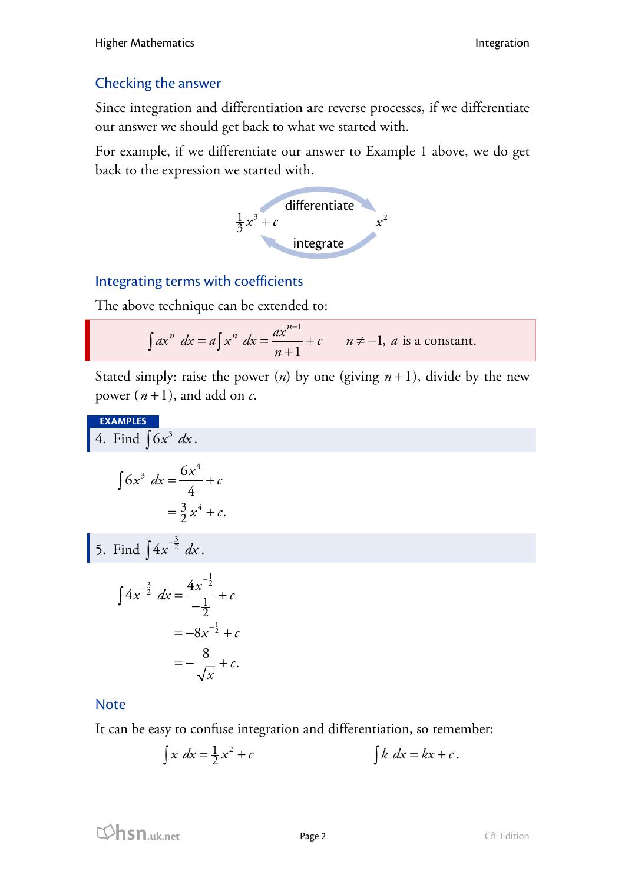## Checking the answer

Since integration and differentiation are reverse processes, if we differentiate our answer we should get back to what we started with.

For example, if we differentiate our answer to Example 1 above, we do get back to the expression we started with.

$$\tfrac{1}{3}x^3 + c \xrightarrow{\text{differentiate}} x^2 \qquad x^2 \xrightarrow{\text{integrate}} \tfrac{1}{3}x^3 + c$$

## Integrating terms with coefficients

The above technique can be extended to:

$$\int ax^n \, dx = a\int x^n \, dx = \frac{ax^{n+1}}{n+1} + c \qquad n \neq -1,\ a \text{ is a constant.}$$

Stated simply: raise the power ($n$) by one (giving $n+1$), divide by the new power ($n+1$), and add on $c$.

**EXAMPLES**

4. Find $\int 6x^3 \, dx$.

$$\begin{aligned}\int 6x^3 \, dx &= \frac{6x^4}{4} + c \\ &= \tfrac{3}{2}x^4 + c.\end{aligned}$$

5. Find $\int 4x^{-\frac{3}{2}} \, dx$.

$$\begin{aligned}\int 4x^{-\frac{3}{2}} \, dx &= \frac{4x^{-\frac{1}{2}}}{-\frac{1}{2}} + c \\ &= -8x^{-\frac{1}{2}} + c \\ &= -\frac{8}{\sqrt{x}} + c.\end{aligned}$$

## Note

It can be easy to confuse integration and differentiation, so remember:

$$\int x \, dx = \tfrac{1}{2}x^2 + c \qquad\qquad \int k \, dx = kx + c.$$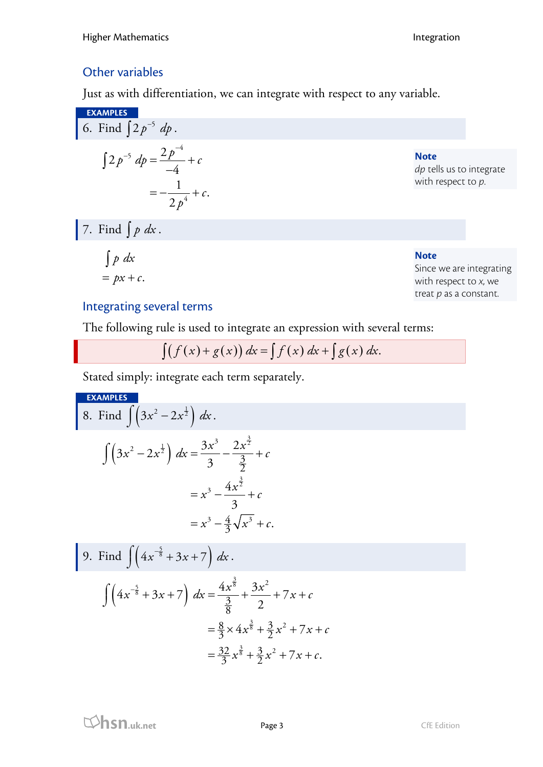## Other variables

Just as with differentiation, we can integrate with respect to any variable.

**EXAMPLES**

6. Find $\int 2p^{-5}\, dp$.

$$\int 2p^{-5}\, dp = \frac{2p^{-4}}{-4} + c$$
$$= -\frac{1}{2p^{4}} + c.$$

**Note**
*dp* tells us to integrate with respect to *p*.

7. Find $\int p\, dx$.

$$\int p\, dx$$
$$= px + c.$$

**Note**
Since we are integrating with respect to *x*, we treat *p* as a constant.

## Integrating several terms

The following rule is used to integrate an expression with several terms:

$$\int \left( f(x) + g(x) \right) dx = \int f(x)\, dx + \int g(x)\, dx.$$

Stated simply: integrate each term separately.

**EXAMPLES**

8. Find $\int \left( 3x^2 - 2x^{\frac{1}{2}} \right) dx$.

$$\int \left( 3x^2 - 2x^{\frac{1}{2}} \right) dx = \frac{3x^3}{3} - \frac{2x^{\frac{3}{2}}}{\frac{3}{2}} + c$$
$$= x^3 - \frac{4x^{\frac{3}{2}}}{3} + c$$
$$= x^3 - \tfrac{4}{3}\sqrt{x^3} + c.$$

9. Find $\int \left( 4x^{-\frac{5}{8}} + 3x + 7 \right) dx$.

$$\int \left( 4x^{-\frac{5}{8}} + 3x + 7 \right) dx = \frac{4x^{\frac{3}{8}}}{\frac{3}{8}} + \frac{3x^2}{2} + 7x + c$$
$$= \tfrac{8}{3} \times 4x^{\frac{3}{8}} + \tfrac{3}{2}x^2 + 7x + c$$
$$= \tfrac{32}{3}x^{\frac{3}{8}} + \tfrac{3}{2}x^2 + 7x + c.$$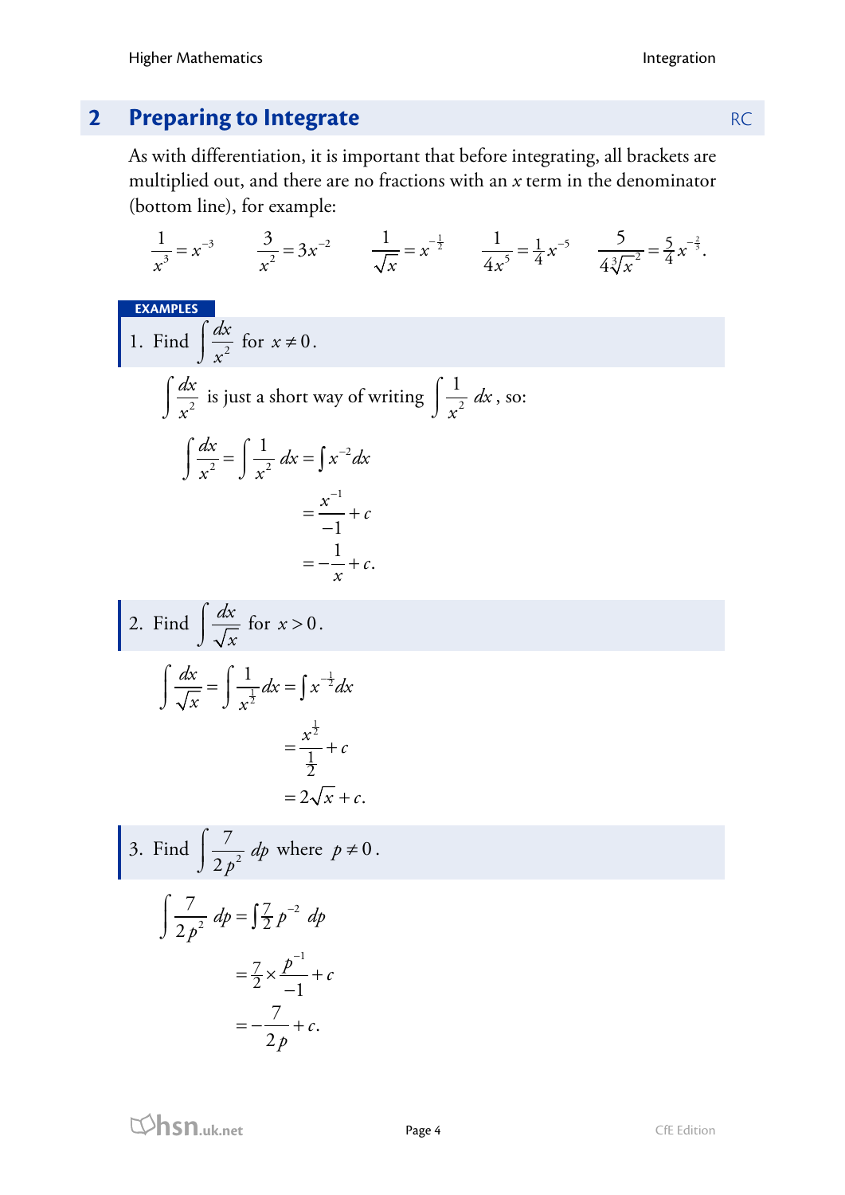## 2 Preparing to Integrate

RC

As with differentiation, it is important that before integrating, all brackets are multiplied out, and there are no fractions with an $x$ term in the denominator (bottom line), for example:

$$\frac{1}{x^3} = x^{-3} \qquad \frac{3}{x^2} = 3x^{-2} \qquad \frac{1}{\sqrt{x}} = x^{-\frac{1}{2}} \qquad \frac{1}{4x^5} = \tfrac{1}{4}x^{-5} \qquad \frac{5}{4\sqrt[3]{x}^2} = \tfrac{5}{4}x^{-\frac{2}{3}}.$$

**EXAMPLES**

1. Find $\int \frac{dx}{x^2}$ for $x \neq 0$.

$\int \frac{dx}{x^2}$ is just a short way of writing $\int \frac{1}{x^2}\, dx$, so:

$$\begin{aligned} \int \frac{dx}{x^2} = \int \frac{1}{x^2}\, dx &= \int x^{-2} dx \\ &= \frac{x^{-1}}{-1} + c \\ &= -\frac{1}{x} + c. \end{aligned}$$

2. Find $\int \frac{dx}{\sqrt{x}}$ for $x > 0$.

$$\begin{aligned} \int \frac{dx}{\sqrt{x}} = \int \frac{1}{x^{\frac{1}{2}}} dx &= \int x^{-\frac{1}{2}} dx \\ &= \frac{x^{\frac{1}{2}}}{\frac{1}{2}} + c \\ &= 2\sqrt{x} + c. \end{aligned}$$

3. Find $\int \frac{7}{2p^2}\, dp$ where $p \neq 0$.

$$\begin{aligned} \int \frac{7}{2p^2}\, dp &= \int \tfrac{7}{2} p^{-2}\, dp \\ &= \tfrac{7}{2} \times \frac{p^{-1}}{-1} + c \\ &= -\frac{7}{2p} + c. \end{aligned}$$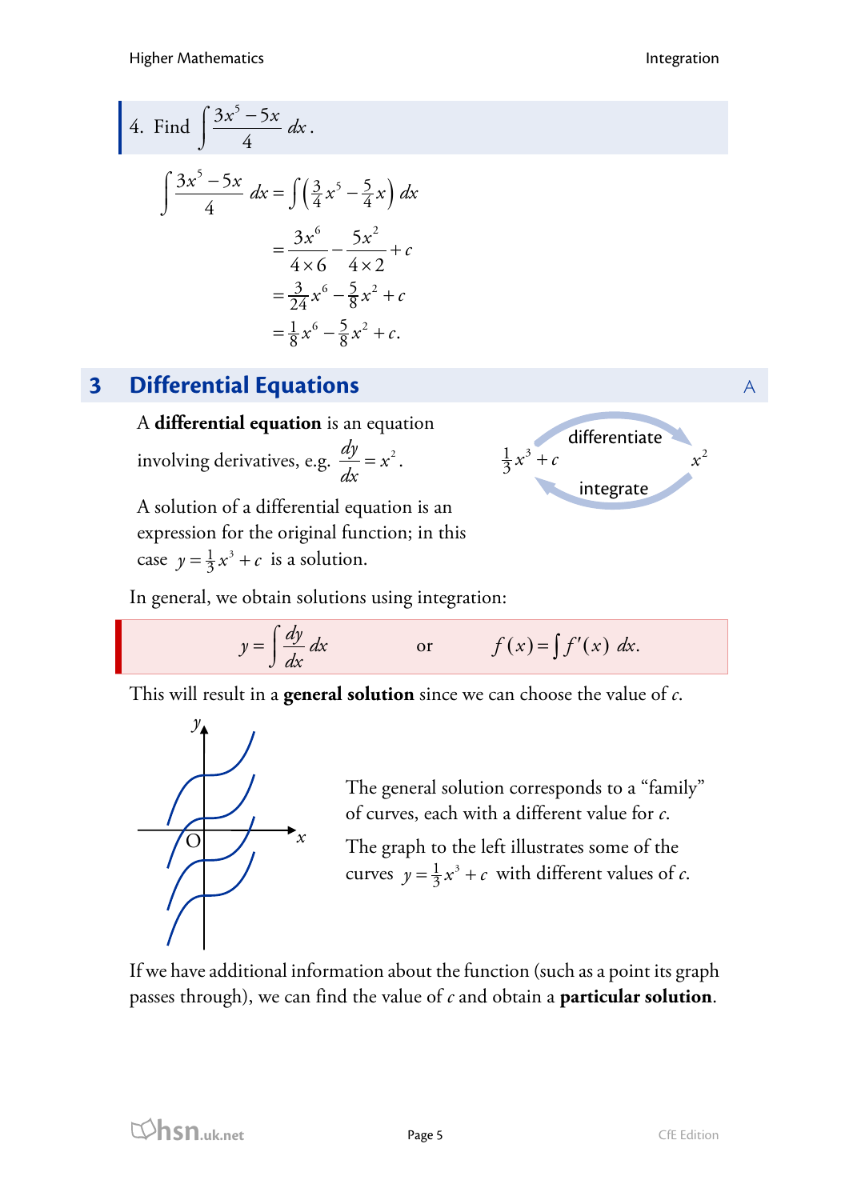4. Find $\int \frac{3x^5 - 5x}{4} \, dx$.

$$
\begin{aligned}
\int \frac{3x^5 - 5x}{4} \, dx &= \int \left( \tfrac{3}{4}x^5 - \tfrac{5}{4}x \right) dx \\
&= \frac{3x^6}{4 \times 6} - \frac{5x^2}{4 \times 2} + c \\
&= \tfrac{3}{24}x^6 - \tfrac{5}{8}x^2 + c \\
&= \tfrac{1}{8}x^6 - \tfrac{5}{8}x^2 + c.
\end{aligned}
$$

## 3 Differential Equations

A

A **differential equation** is an equation involving derivatives, e.g. $\frac{dy}{dx} = x^2$.

$\tfrac{1}{3}x^3 + c$ → differentiate → $x^2$

$x^2$ → integrate → $\tfrac{1}{3}x^3 + c$

A solution of a differential equation is an expression for the original function; in this case $y = \tfrac{1}{3}x^3 + c$ is a solution.

In general, we obtain solutions using integration:

$$
y = \int \frac{dy}{dx} \, dx \qquad \text{or} \qquad f(x) = \int f'(x) \, dx.
$$

This will result in a **general solution** since we can choose the value of $c$.

The general solution corresponds to a "family" of curves, each with a different value for $c$.

The graph to the left illustrates some of the curves $y = \tfrac{1}{3}x^3 + c$ with different values of $c$.

If we have additional information about the function (such as a point its graph passes through), we can find the value of $c$ and obtain a **particular solution**.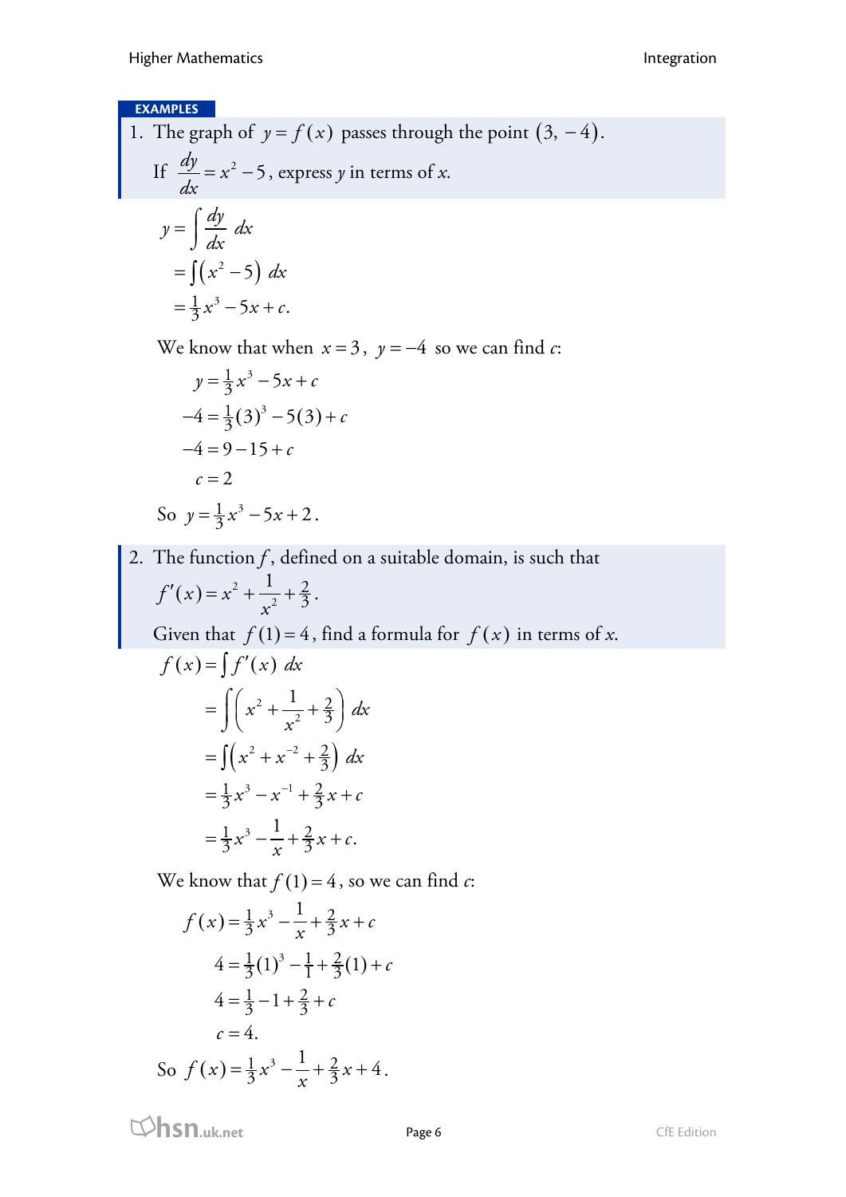**EXAMPLES**

1. The graph of $y = f(x)$ passes through the point $(3, -4)$.

   If $\dfrac{dy}{dx} = x^2 - 5$, express $y$ in terms of $x$.

$$
\begin{aligned}
y &= \int \frac{dy}{dx}\, dx \\
&= \int \left(x^2 - 5\right)\, dx \\
&= \tfrac{1}{3}x^3 - 5x + c.
\end{aligned}
$$

We know that when $x = 3$, $y = -4$ so we can find $c$:

$$
\begin{aligned}
y &= \tfrac{1}{3}x^3 - 5x + c \\
-4 &= \tfrac{1}{3}(3)^3 - 5(3) + c \\
-4 &= 9 - 15 + c \\
c &= 2
\end{aligned}
$$

So $y = \tfrac{1}{3}x^3 - 5x + 2$.

2. The function $f$, defined on a suitable domain, is such that

   $f'(x) = x^2 + \dfrac{1}{x^2} + \tfrac{2}{3}$.

   Given that $f(1) = 4$, find a formula for $f(x)$ in terms of $x$.

$$
\begin{aligned}
f(x) &= \int f'(x)\, dx \\
&= \int \left( x^2 + \frac{1}{x^2} + \tfrac{2}{3} \right) dx \\
&= \int \left( x^2 + x^{-2} + \tfrac{2}{3} \right) dx \\
&= \tfrac{1}{3}x^3 - x^{-1} + \tfrac{2}{3}x + c \\
&= \tfrac{1}{3}x^3 - \frac{1}{x} + \tfrac{2}{3}x + c.
\end{aligned}
$$

We know that $f(1) = 4$, so we can find $c$:

$$
\begin{aligned}
f(x) &= \tfrac{1}{3}x^3 - \frac{1}{x} + \tfrac{2}{3}x + c \\
4 &= \tfrac{1}{3}(1)^3 - \tfrac{1}{1} + \tfrac{2}{3}(1) + c \\
4 &= \tfrac{1}{3} - 1 + \tfrac{2}{3} + c \\
c &= 4.
\end{aligned}
$$

So $f(x) = \tfrac{1}{3}x^3 - \dfrac{1}{x} + \tfrac{2}{3}x + 4$.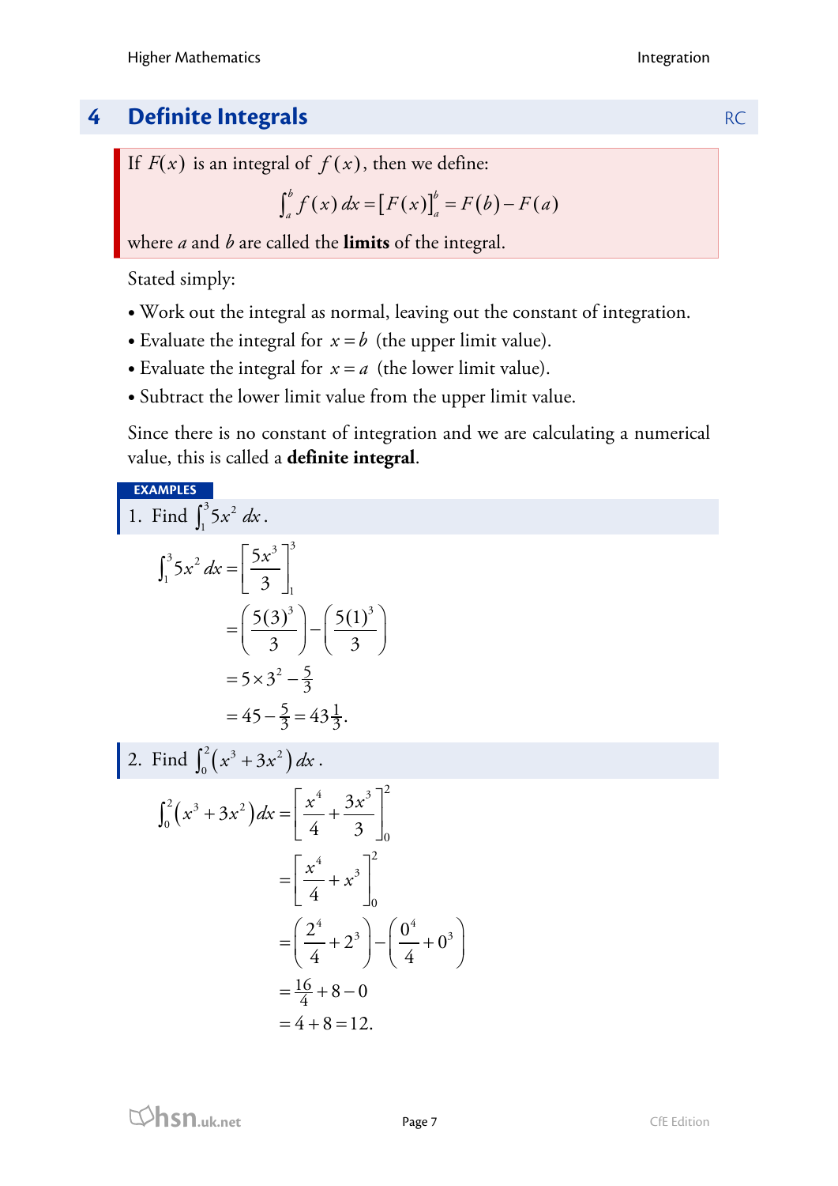## 4 Definite Integrals

RC

If $F(x)$ is an integral of $f(x)$, then we define:

$$\int_a^b f(x)\,dx = \left[F(x)\right]_a^b = F(b) - F(a)$$

where $a$ and $b$ are called the **limits** of the integral.

Stated simply:

- Work out the integral as normal, leaving out the constant of integration.
- Evaluate the integral for $x = b$ (the upper limit value).
- Evaluate the integral for $x = a$ (the lower limit value).
- Subtract the lower limit value from the upper limit value.

Since there is no constant of integration and we are calculating a numerical value, this is called a **definite integral**.

**EXAMPLES**

1. Find $\int_1^3 5x^2\,dx$.

$$\begin{aligned}
\int_1^3 5x^2\,dx &= \left[\frac{5x^3}{3}\right]_1^3 \\
&= \left(\frac{5(3)^3}{3}\right) - \left(\frac{5(1)^3}{3}\right) \\
&= 5\times 3^2 - \tfrac{5}{3} \\
&= 45 - \tfrac{5}{3} = 43\tfrac{1}{3}.
\end{aligned}$$

2. Find $\int_0^2 \left(x^3 + 3x^2\right) dx$.

$$\begin{aligned}
\int_0^2 \left(x^3 + 3x^2\right) dx &= \left[\frac{x^4}{4} + \frac{3x^3}{3}\right]_0^2 \\
&= \left[\frac{x^4}{4} + x^3\right]_0^2 \\
&= \left(\frac{2^4}{4} + 2^3\right) - \left(\frac{0^4}{4} + 0^3\right) \\
&= \tfrac{16}{4} + 8 - 0 \\
&= 4 + 8 = 12.
\end{aligned}$$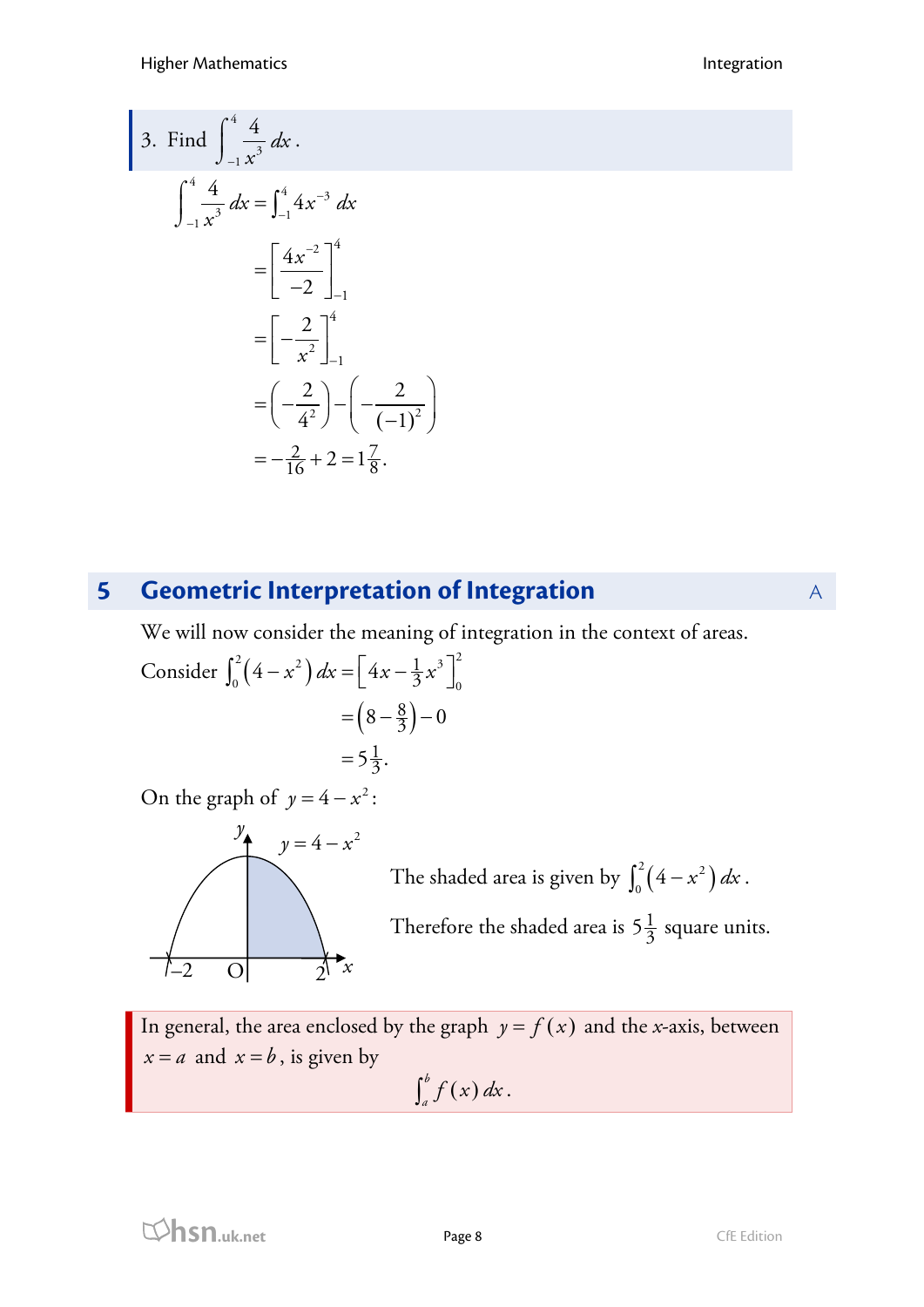3. Find $\displaystyle\int_{-1}^{4} \frac{4}{x^3}\,dx$.

$$
\begin{aligned}
\int_{-1}^{4} \frac{4}{x^3}\,dx &= \int_{-1}^{4} 4x^{-3}\,dx \\
&= \left[\frac{4x^{-2}}{-2}\right]_{-1}^{4} \\
&= \left[-\frac{2}{x^2}\right]_{-1}^{4} \\
&= \left(-\frac{2}{4^2}\right) - \left(-\frac{2}{(-1)^2}\right) \\
&= -\tfrac{2}{16} + 2 = 1\tfrac{7}{8}.
\end{aligned}
$$

## 5 Geometric Interpretation of Integration

We will now consider the meaning of integration in the context of areas.

Consider
$$
\begin{aligned}
\int_0^2 \left(4 - x^2\right) dx &= \left[4x - \tfrac{1}{3}x^3\right]_0^2 \\
&= \left(8 - \tfrac{8}{3}\right) - 0 \\
&= 5\tfrac{1}{3}.
\end{aligned}
$$

On the graph of $y = 4 - x^2$:

The shaded area is given by $\int_0^2 \left(4 - x^2\right) dx$.

Therefore the shaded area is $5\frac{1}{3}$ square units.

In general, the area enclosed by the graph $y = f(x)$ and the $x$-axis, between $x = a$ and $x = b$, is given by

$$\int_a^b f(x)\,dx.$$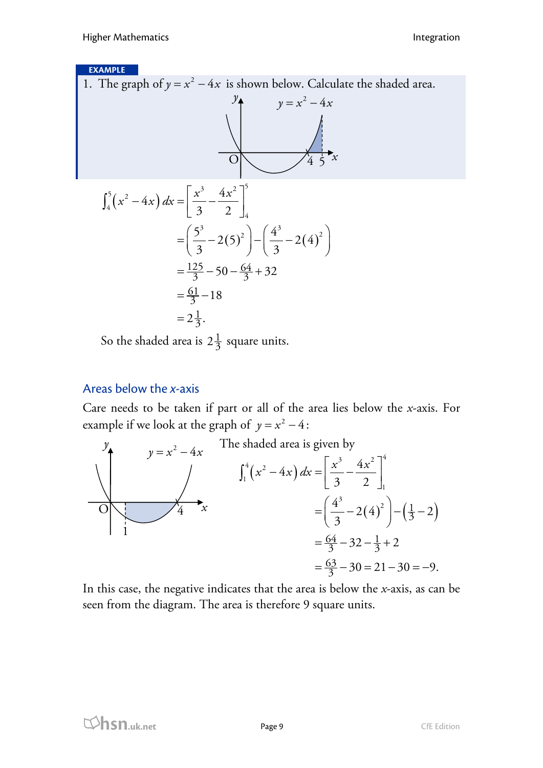**EXAMPLE**

1. The graph of $y = x^2 - 4x$ is shown below. Calculate the shaded area.

$$\int_4^5 \left(x^2 - 4x\right) dx = \left[\frac{x^3}{3} - \frac{4x^2}{2}\right]_4^5$$

$$= \left(\frac{5^3}{3} - 2(5)^2\right) - \left(\frac{4^3}{3} - 2(4)^2\right)$$

$$= \tfrac{125}{3} - 50 - \tfrac{64}{3} + 32$$

$$= \tfrac{61}{3} - 18$$

$$= 2\tfrac{1}{3}.$$

So the shaded area is $2\frac{1}{3}$ square units.

## Areas below the *x*-axis

Care needs to be taken if part or all of the area lies below the *x*-axis. For example if we look at the graph of $y = x^2 - 4$:

The shaded area is given by

$$\int_1^4 \left(x^2 - 4x\right) dx = \left[\frac{x^3}{3} - \frac{4x^2}{2}\right]_1^4$$

$$= \left(\frac{4^3}{3} - 2(4)^2\right) - \left(\tfrac{1}{3} - 2\right)$$

$$= \tfrac{64}{3} - 32 - \tfrac{1}{3} + 2$$

$$= \tfrac{63}{3} - 30 = 21 - 30 = -9.$$

In this case, the negative indicates that the area is below the *x*-axis, as can be seen from the diagram. The area is therefore 9 square units.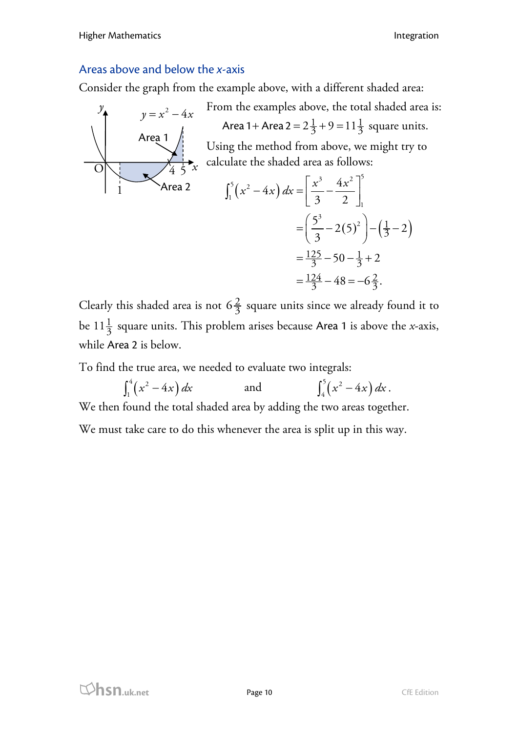## Areas above and below the $x$-axis

Consider the graph from the example above, with a different shaded area:

From the examples above, the total shaded area is:

$$\text{Area 1} + \text{Area 2} = 2\tfrac{1}{3} + 9 = 11\tfrac{1}{3} \text{ square units.}$$

Using the method from above, we might try to calculate the shaded area as follows:

$$\begin{aligned}
\int_1^5 \left(x^2 - 4x\right) dx &= \left[\frac{x^3}{3} - \frac{4x^2}{2}\right]_1^5 \\
&= \left(\frac{5^3}{3} - 2(5)^2\right) - \left(\tfrac{1}{3} - 2\right) \\
&= \tfrac{125}{3} - 50 - \tfrac{1}{3} + 2 \\
&= \tfrac{124}{3} - 48 = -6\tfrac{2}{3}.
\end{aligned}$$

Clearly this shaded area is not $6\frac{2}{3}$ square units since we already found it to be $11\frac{1}{3}$ square units. This problem arises because Area 1 is above the $x$-axis, while Area 2 is below.

To find the true area, we needed to evaluate two integrals:

$$\int_1^4 \left(x^2 - 4x\right) dx \qquad \text{and} \qquad \int_4^5 \left(x^2 - 4x\right) dx.$$

We then found the total shaded area by adding the two areas together.

We must take care to do this whenever the area is split up in this way.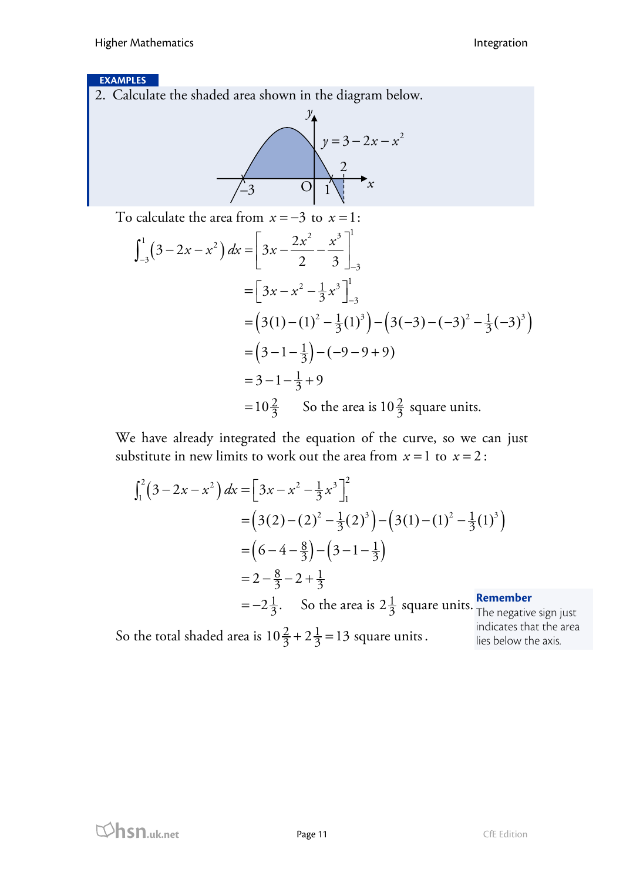**EXAMPLES**

2. Calculate the shaded area shown in the diagram below.

$y = 3 - 2x - x^2$

To calculate the area from $x = -3$ to $x = 1$:

$$\int_{-3}^{1} \left(3 - 2x - x^2\right) dx = \left[3x - \frac{2x^2}{2} - \frac{x^3}{3}\right]_{-3}^{1}$$

$$= \left[3x - x^2 - \tfrac{1}{3}x^3\right]_{-3}^{1}$$

$$= \left(3(1) - (1)^2 - \tfrac{1}{3}(1)^3\right) - \left(3(-3) - (-3)^2 - \tfrac{1}{3}(-3)^3\right)$$

$$= \left(3 - 1 - \tfrac{1}{3}\right) - (-9 - 9 + 9)$$

$$= 3 - 1 - \tfrac{1}{3} + 9$$

$$= 10\tfrac{2}{3} \qquad \text{So the area is } 10\tfrac{2}{3} \text{ square units.}$$

We have already integrated the equation of the curve, so we can just substitute in new limits to work out the area from $x = 1$ to $x = 2$:

$$\int_{1}^{2} \left(3 - 2x - x^2\right) dx = \left[3x - x^2 - \tfrac{1}{3}x^3\right]_{1}^{2}$$

$$= \left(3(2) - (2)^2 - \tfrac{1}{3}(2)^3\right) - \left(3(1) - (1)^2 - \tfrac{1}{3}(1)^3\right)$$

$$= \left(6 - 4 - \tfrac{8}{3}\right) - \left(3 - 1 - \tfrac{1}{3}\right)$$

$$= 2 - \tfrac{8}{3} - 2 + \tfrac{1}{3}$$

$$= -2\tfrac{1}{3}. \qquad \text{So the area is } 2\tfrac{1}{3} \text{ square units.}$$

So the total shaded area is $10\tfrac{2}{3} + 2\tfrac{1}{3} = 13$ square units.

**Remember**
The negative sign just indicates that the area lies below the axis.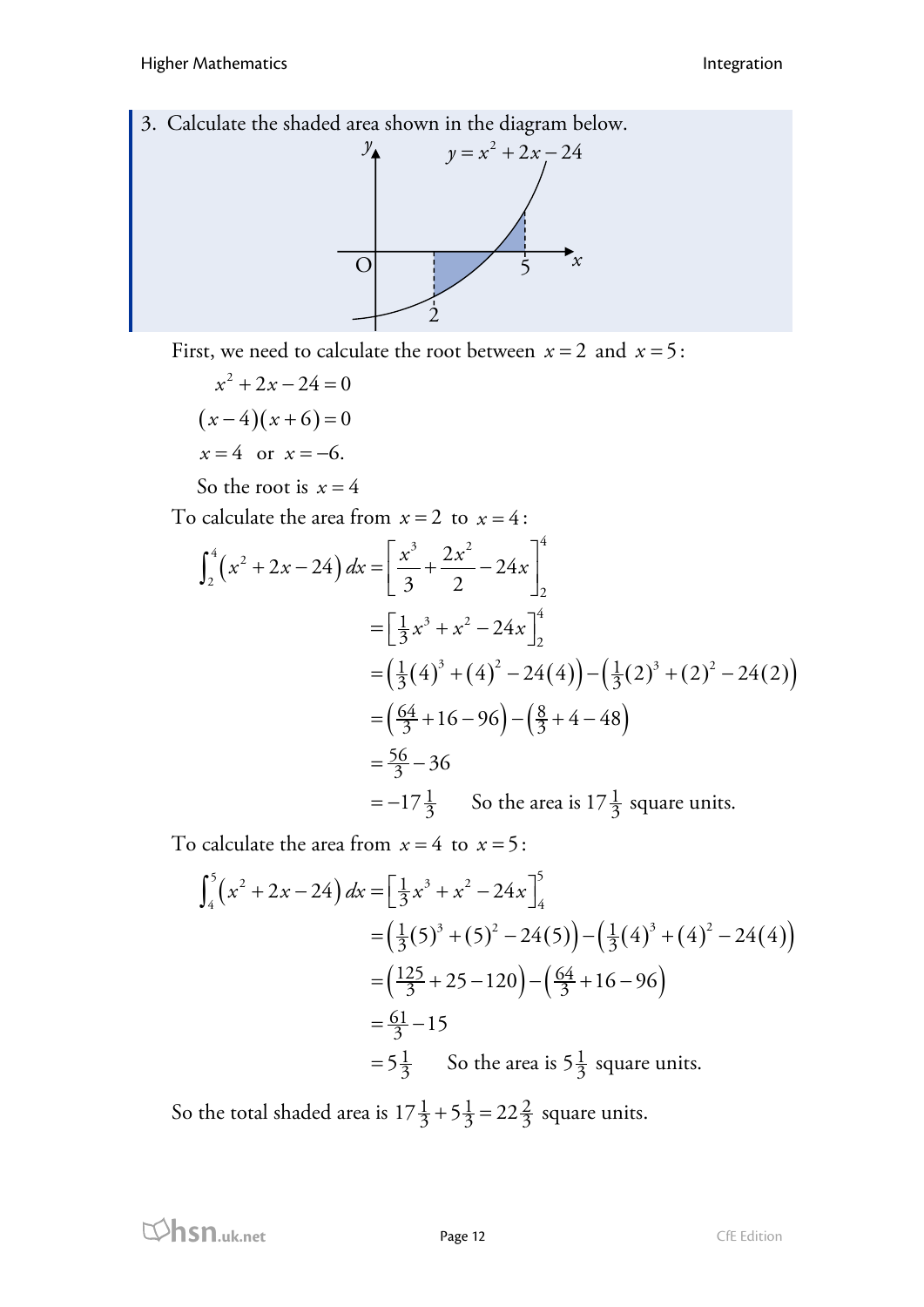3. Calculate the shaded area shown in the diagram below.

First, we need to calculate the root between $x = 2$ and $x = 5$:

$$x^2 + 2x - 24 = 0$$

$$(x-4)(x+6) = 0$$

$$x = 4 \quad \text{or} \quad x = -6.$$

So the root is $x = 4$

To calculate the area from $x = 2$ to $x = 4$:

$$\begin{aligned}
\int_2^4 \left(x^2 + 2x - 24\right) dx &= \left[\frac{x^3}{3} + \frac{2x^2}{2} - 24x\right]_2^4 \\
&= \left[\tfrac{1}{3}x^3 + x^2 - 24x\right]_2^4 \\
&= \left(\tfrac{1}{3}(4)^3 + (4)^2 - 24(4)\right) - \left(\tfrac{1}{3}(2)^3 + (2)^2 - 24(2)\right) \\
&= \left(\tfrac{64}{3} + 16 - 96\right) - \left(\tfrac{8}{3} + 4 - 48\right) \\
&= \tfrac{56}{3} - 36 \\
&= -17\tfrac{1}{3} \qquad \text{So the area is } 17\tfrac{1}{3} \text{ square units.}
\end{aligned}$$

To calculate the area from $x = 4$ to $x = 5$:

$$\begin{aligned}
\int_4^5 \left(x^2 + 2x - 24\right) dx &= \left[\tfrac{1}{3}x^3 + x^2 - 24x\right]_4^5 \\
&= \left(\tfrac{1}{3}(5)^3 + (5)^2 - 24(5)\right) - \left(\tfrac{1}{3}(4)^3 + (4)^2 - 24(4)\right) \\
&= \left(\tfrac{125}{3} + 25 - 120\right) - \left(\tfrac{64}{3} + 16 - 96\right) \\
&= \tfrac{61}{3} - 15 \\
&= 5\tfrac{1}{3} \qquad \text{So the area is } 5\tfrac{1}{3} \text{ square units.}
\end{aligned}$$

So the total shaded area is $17\tfrac{1}{3} + 5\tfrac{1}{3} = 22\tfrac{2}{3}$ square units.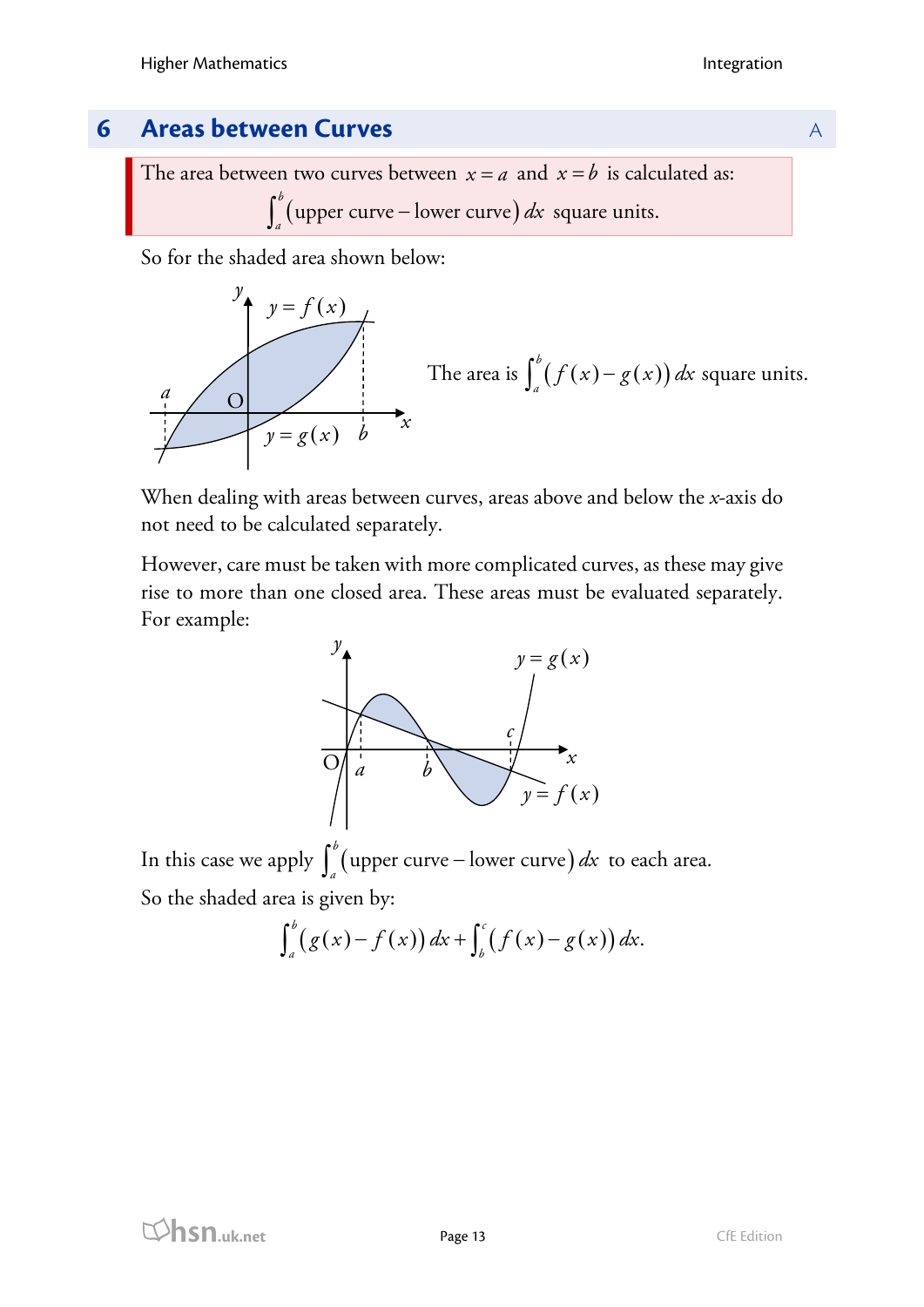## 6 Areas between Curves

The area between two curves between $x = a$ and $x = b$ is calculated as:

$$\int_a^b (\text{upper curve} - \text{lower curve})\, dx \text{ square units.}$$

So for the shaded area shown below:

The area is $\int_a^b \big(f(x) - g(x)\big)\, dx$ square units.

When dealing with areas between curves, areas above and below the $x$-axis do not need to be calculated separately.

However, care must be taken with more complicated curves, as these may give rise to more than one closed area. These areas must be evaluated separately. For example:

In this case we apply $\int_a^b (\text{upper curve} - \text{lower curve})\, dx$ to each area.

So the shaded area is given by:

$$\int_a^b \big(g(x) - f(x)\big)\, dx + \int_b^c \big(f(x) - g(x)\big)\, dx.$$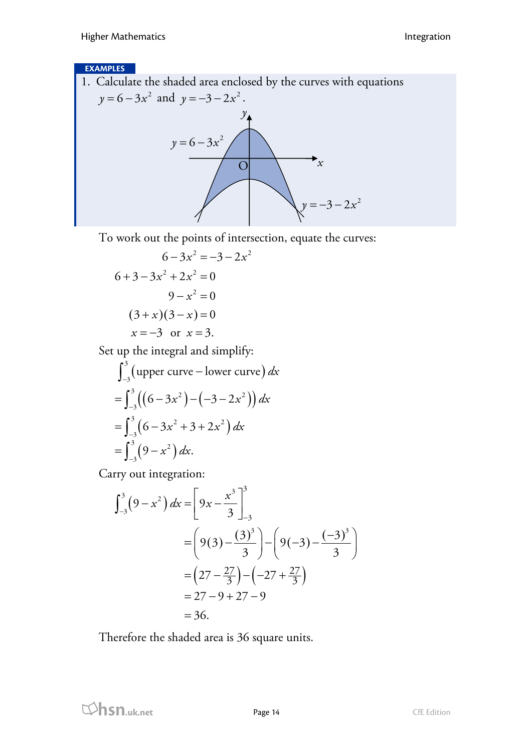**EXAMPLES**

1. Calculate the shaded area enclosed by the curves with equations $y = 6 - 3x^2$ and $y = -3 - 2x^2$.

To work out the points of intersection, equate the curves:

$$
\begin{aligned}
6 - 3x^2 &= -3 - 2x^2 \\
6 + 3 - 3x^2 + 2x^2 &= 0 \\
9 - x^2 &= 0 \\
(3 + x)(3 - x) &= 0 \\
x = -3 \quad &\text{or} \quad x = 3.
\end{aligned}
$$

Set up the integral and simplify:

$$
\begin{aligned}
&\int_{-3}^{3} (\text{upper curve} - \text{lower curve})\, dx \\
&= \int_{-3}^{3} \left( \left(6 - 3x^2\right) - \left(-3 - 2x^2\right) \right) dx \\
&= \int_{-3}^{3} \left(6 - 3x^2 + 3 + 2x^2\right) dx \\
&= \int_{-3}^{3} \left(9 - x^2\right) dx.
\end{aligned}
$$

Carry out integration:

$$
\begin{aligned}
\int_{-3}^{3} \left(9 - x^2\right) dx &= \left[ 9x - \frac{x^3}{3} \right]_{-3}^{3} \\
&= \left( 9(3) - \frac{(3)^3}{3} \right) - \left( 9(-3) - \frac{(-3)^3}{3} \right) \\
&= \left( 27 - \tfrac{27}{3} \right) - \left( -27 + \tfrac{27}{3} \right) \\
&= 27 - 9 + 27 - 9 \\
&= 36.
\end{aligned}
$$

Therefore the shaded area is 36 square units.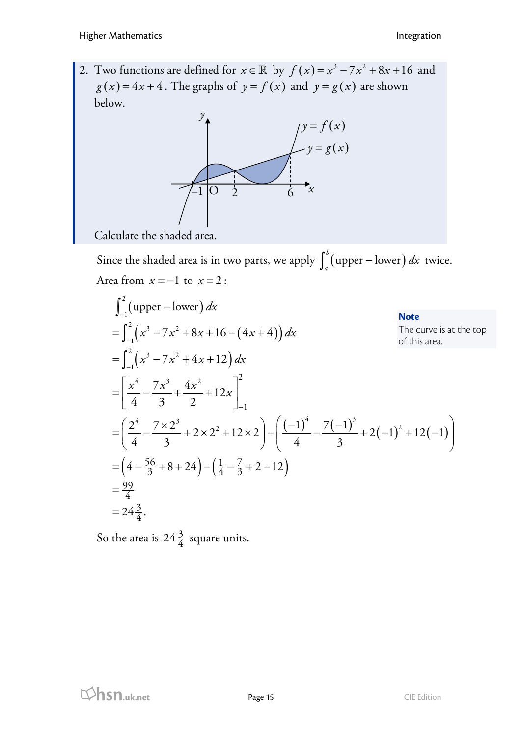2. Two functions are defined for $x \in \mathbb{R}$ by $f(x) = x^3 - 7x^2 + 8x + 16$ and $g(x) = 4x + 4$. The graphs of $y = f(x)$ and $y = g(x)$ are shown below.

Calculate the shaded area.

Since the shaded area is in two parts, we apply $\int_a^b (\text{upper} - \text{lower})\, dx$ twice.

Area from $x = -1$ to $x = 2$:

$$
\begin{aligned}
&\int_{-1}^{2} (\text{upper} - \text{lower})\, dx \\
&= \int_{-1}^{2} \left( x^3 - 7x^2 + 8x + 16 - (4x + 4) \right) dx \\
&= \int_{-1}^{2} \left( x^3 - 7x^2 + 4x + 12 \right) dx \\
&= \left[ \frac{x^4}{4} - \frac{7x^3}{3} + \frac{4x^2}{2} + 12x \right]_{-1}^{2} \\
&= \left( \frac{2^4}{4} - \frac{7 \times 2^3}{3} + 2 \times 2^2 + 12 \times 2 \right) - \left( \frac{(-1)^4}{4} - \frac{7(-1)^3}{3} + 2(-1)^2 + 12(-1) \right) \\
&= \left( 4 - \tfrac{56}{3} + 8 + 24 \right) - \left( \tfrac{1}{4} - \tfrac{7}{3} + 2 - 12 \right) \\
&= \frac{99}{4} \\
&= 24\tfrac{3}{4}.
\end{aligned}
$$

**Note**
The curve is at the top of this area.

So the area is $24\frac{3}{4}$ square units.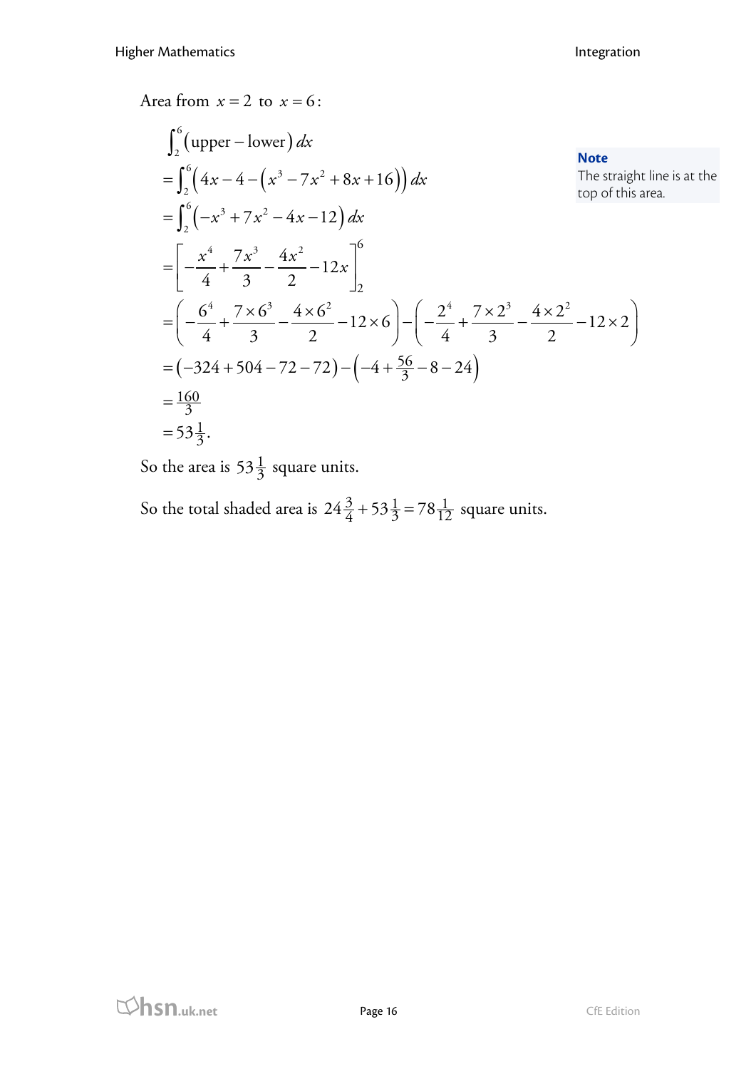Area from $x = 2$ to $x = 6$:

$$
\begin{aligned}
&\int_2^6 (\text{upper} - \text{lower})\, dx \\
&= \int_2^6 \left(4x - 4 - \left(x^3 - 7x^2 + 8x + 16\right)\right) dx \\
&= \int_2^6 \left(-x^3 + 7x^2 - 4x - 12\right) dx \\
&= \left[-\frac{x^4}{4} + \frac{7x^3}{3} - \frac{4x^2}{2} - 12x\right]_2^6 \\
&= \left(-\frac{6^4}{4} + \frac{7 \times 6^3}{3} - \frac{4 \times 6^2}{2} - 12 \times 6\right) - \left(-\frac{2^4}{4} + \frac{7 \times 2^3}{3} - \frac{4 \times 2^2}{2} - 12 \times 2\right) \\
&= \left(-324 + 504 - 72 - 72\right) - \left(-4 + \tfrac{56}{3} - 8 - 24\right) \\
&= \tfrac{160}{3} \\
&= 53\tfrac{1}{3}.
\end{aligned}
$$

**Note**
The straight line is at the top of this area.

So the area is $53\frac{1}{3}$ square units.

So the total shaded area is $24\frac{3}{4} + 53\frac{1}{3} = 78\frac{1}{12}$ square units.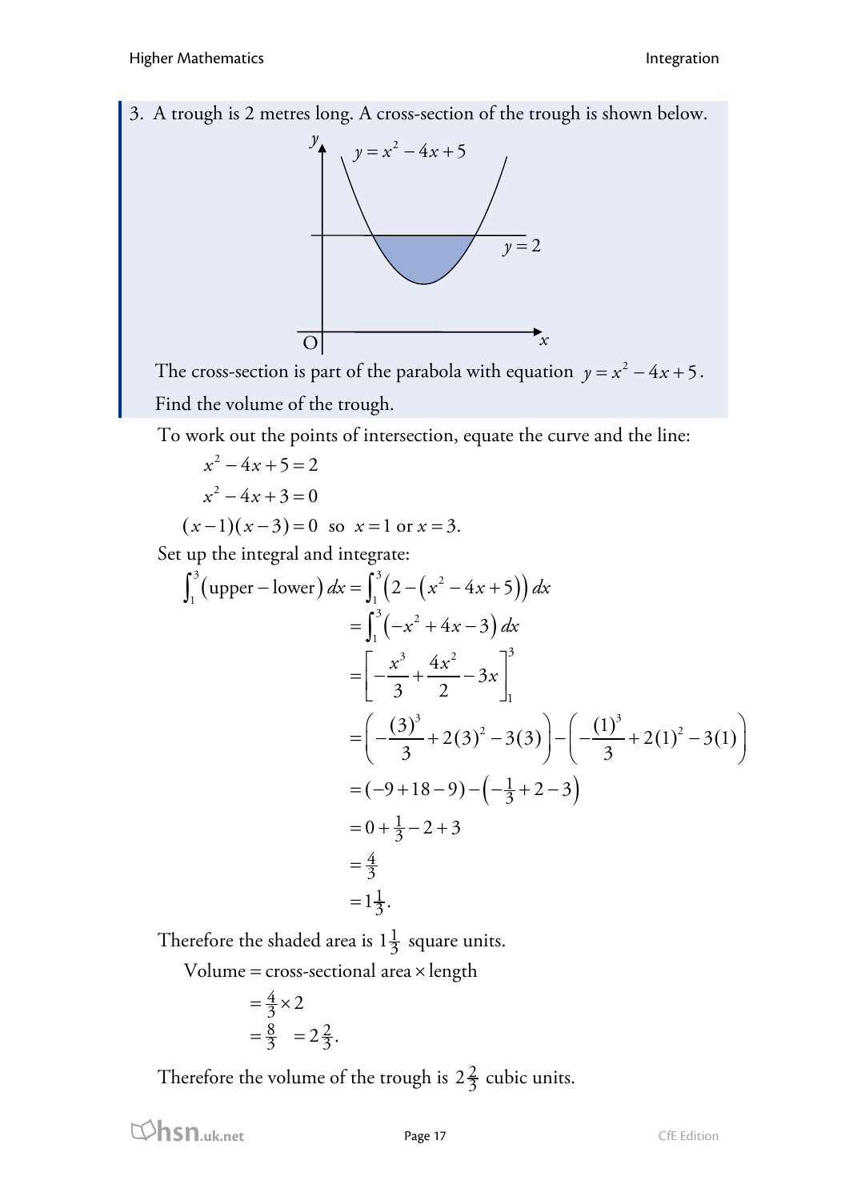3. A trough is 2 metres long. A cross-section of the trough is shown below.

The cross-section is part of the parabola with equation $y = x^2 - 4x + 5$.

Find the volume of the trough.

To work out the points of intersection, equate the curve and the line:

$$x^2 - 4x + 5 = 2$$

$$x^2 - 4x + 3 = 0$$

$$(x-1)(x-3) = 0 \quad \text{so} \quad x = 1 \text{ or } x = 3.$$

Set up the integral and integrate:

$$
\begin{aligned}
\int_1^3 (\text{upper} - \text{lower})\, dx &= \int_1^3 \left(2 - \left(x^2 - 4x + 5\right)\right) dx \\
&= \int_1^3 \left(-x^2 + 4x - 3\right) dx \\
&= \left[ -\frac{x^3}{3} + \frac{4x^2}{2} - 3x \right]_1^3 \\
&= \left( -\frac{(3)^3}{3} + 2(3)^2 - 3(3) \right) - \left( -\frac{(1)^3}{3} + 2(1)^2 - 3(1) \right) \\
&= (-9 + 18 - 9) - \left(-\tfrac{1}{3} + 2 - 3\right) \\
&= 0 + \tfrac{1}{3} - 2 + 3 \\
&= \tfrac{4}{3} \\
&= 1\tfrac{1}{3}.
\end{aligned}
$$

Therefore the shaded area is $1\frac{1}{3}$ square units.

$$
\begin{aligned}
\text{Volume} &= \text{cross-sectional area} \times \text{length} \\
&= \tfrac{4}{3} \times 2 \\
&= \tfrac{8}{3} \quad = 2\tfrac{2}{3}.
\end{aligned}
$$

Therefore the volume of the trough is $2\frac{2}{3}$ cubic units.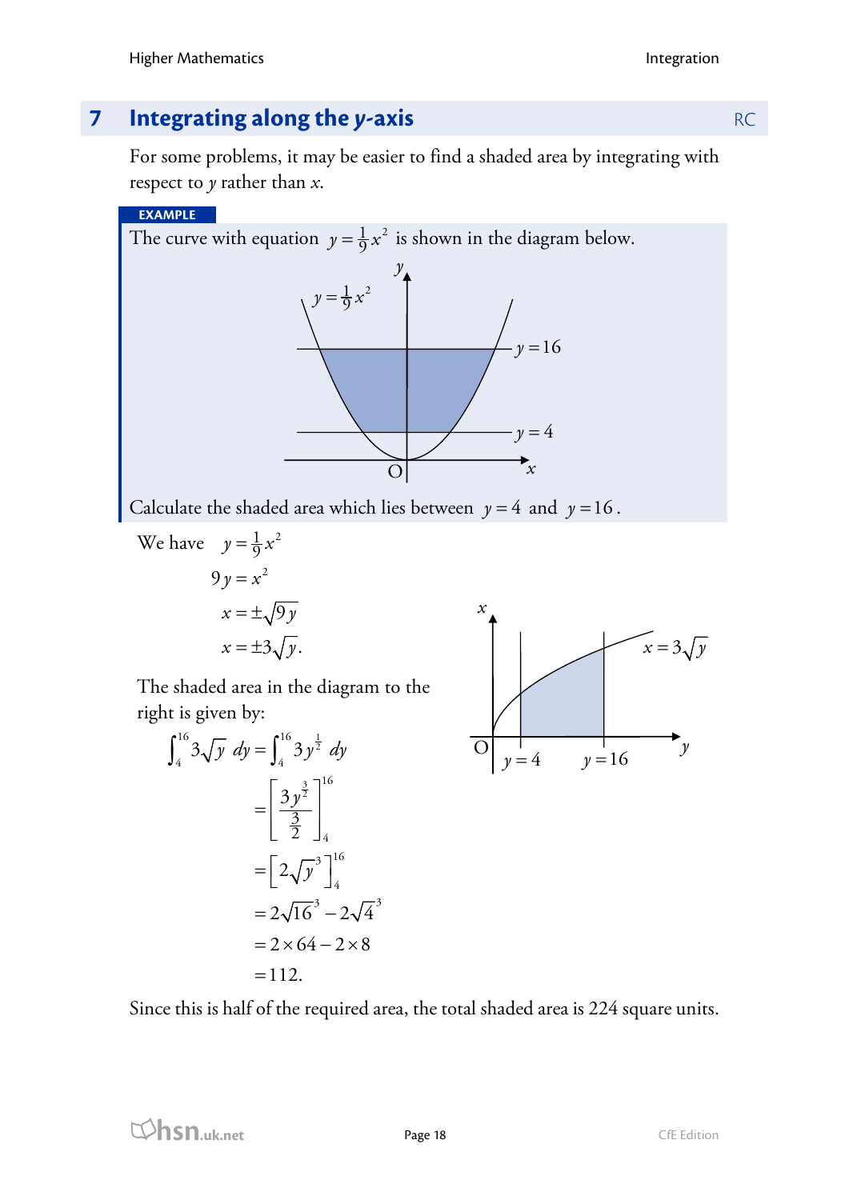## 7 Integrating along the $y$-axis

RC

For some problems, it may be easier to find a shaded area by integrating with respect to $y$ rather than $x$.

**EXAMPLE**

The curve with equation $y = \frac{1}{9}x^2$ is shown in the diagram below.

$y$
$y = \frac{1}{9}x^2$
$y = 16$
$y = 4$
O
$x$

Calculate the shaded area which lies between $y = 4$ and $y = 16$.

We have

$$y = \tfrac{1}{9}x^2$$
$$9y = x^2$$
$$x = \pm\sqrt{9y}$$
$$x = \pm 3\sqrt{y}.$$

The shaded area in the diagram to the right is given by:

$x$
$x = 3\sqrt{y}$
O
$y = 4$
$y = 16$
$y$

$$\int_4^{16} 3\sqrt{y}\, dy = \int_4^{16} 3y^{\frac{1}{2}}\, dy$$
$$= \left[\frac{3y^{\frac{3}{2}}}{\frac{3}{2}}\right]_4^{16}$$
$$= \left[2\sqrt{y}^{\,3}\right]_4^{16}$$
$$= 2\sqrt{16}^{\,3} - 2\sqrt{4}^{\,3}$$
$$= 2 \times 64 - 2 \times 8$$
$$= 112.$$

Since this is half of the required area, the total shaded area is 224 square units.